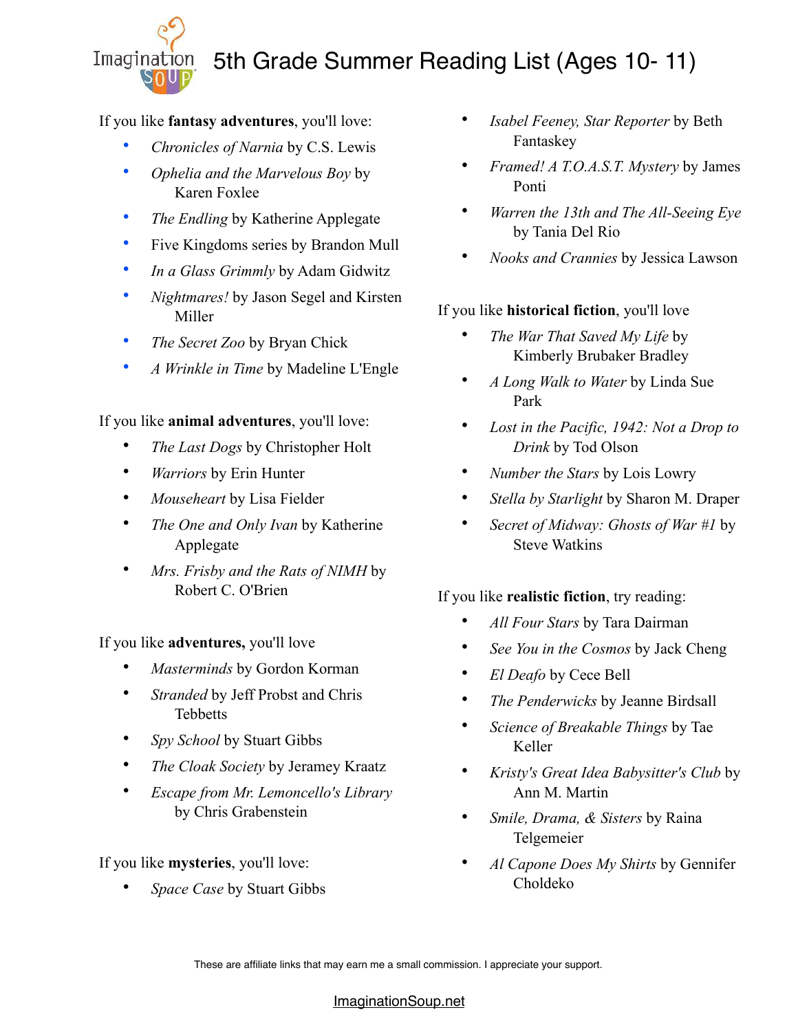# 5th Grade Summer Reading List (Ages 10- 11)

If you like **fantasy adventures**, you'll love:

- *Chronicles of Narnia* by C.S. Lewis
- *Ophelia and the Marvelous Boy* by Karen Foxlee
- *The Endling* by Katherine Applegate
- Five Kingdoms series by Brandon Mull
- *In a Glass Grimmly* by Adam Gidwitz
- *Nightmares!* by Jason Segel and Kirsten Miller
- *The Secret Zoo* by Bryan Chick
- *A Wrinkle in Time* by Madeline L'Engle

If you like **animal adventures**, you'll love:

- *The Last Dogs* by Christopher Holt
- *Warriors* by Erin Hunter
- *Mouseheart* by Lisa Fielder
- *The One and Only Ivan* by Katherine Applegate
- *Mrs. Frisby and the Rats of NIMH* by Robert C. O'Brien

If you like **adventures,** you'll love

- *Masterminds* by Gordon Korman
- *Stranded* by Jeff Probst and Chris Tebbetts
- *Spy School* by Stuart Gibbs
- *The Cloak Society* by Jeramey Kraatz
- *Escape from Mr. Lemoncello's Library* by Chris Grabenstein

If you like **mysteries**, you'll love:

- *Space Case* by Stuart Gibbs
- *Isabel Feeney, Star Reporter* by Beth Fantaskey
- *Framed! A T.O.A.S.T. Mystery* by James Ponti
- *Warren the 13th and The All-Seeing Eye* by Tania Del Rio
- *Nooks and Crannies* by Jessica Lawson

If you like **historical fiction**, you'll love

- *The War That Saved My Life* by Kimberly Brubaker Bradley
- *A Long Walk to Water* by Linda Sue Park
- *Lost in the Pacific, 1942: Not a Drop to Drink* by Tod Olson
- *Number the Stars* by Lois Lowry
- *Stella by Starlight* by Sharon M. Draper
- *Secret of Midway: Ghosts of War #1* by Steve Watkins

If you like **realistic fiction**, try reading:

- *All Four Stars* by Tara Dairman
- *See You in the Cosmos* by Jack Cheng
- *El Deafo* by Cece Bell
- *The Penderwicks* by Jeanne Birdsall
- *Science of Breakable Things* by Tae Keller
- *Kristy's Great Idea Babysitter's Club* by Ann M. Martin
- *Smile, Drama, & Sisters* by Raina Telgemeier
- *Al Capone Does My Shirts* by Gennifer Choldeko

These are affiliate links that may earn me a small commission. I appreciate your support.

ImaginationSoup.net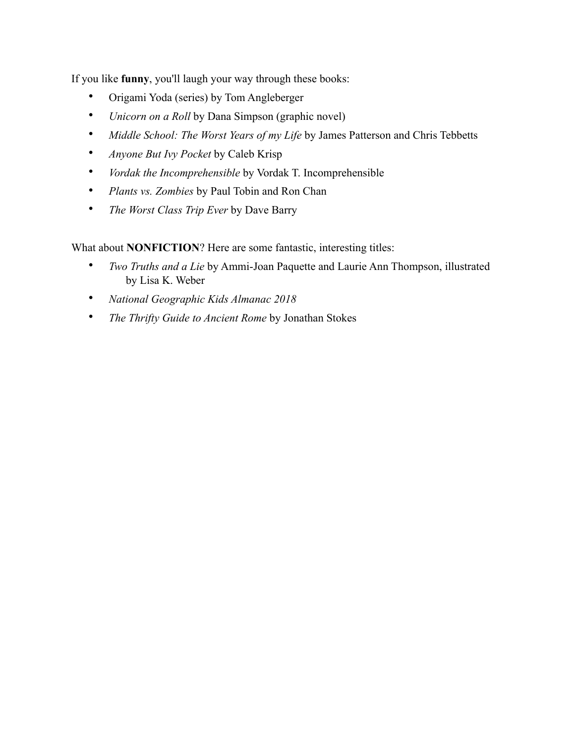If you like **funny**, you'll laugh your way through these books:

- Origami Yoda (series) by Tom Angleberger
- *Unicorn on a Roll* by Dana Simpson (graphic novel)
- *Middle School: The Worst Years of my Life* by James Patterson and Chris Tebbetts
- *Anyone But Ivy Pocket* by Caleb Krisp
- *Vordak the Incomprehensible* by Vordak T. Incomprehensible
- *Plants vs. Zombies* by Paul Tobin and Ron Chan
- *The Worst Class Trip Ever* by Dave Barry

What about **NONFICTION**? Here are some fantastic, interesting titles:

- *Two Truths and a Lie* by Ammi-Joan Paquette and Laurie Ann Thompson, illustrated by Lisa K. Weber
- *National Geographic Kids Almanac 2018*
- *The Thrifty Guide to Ancient Rome* by Jonathan Stokes